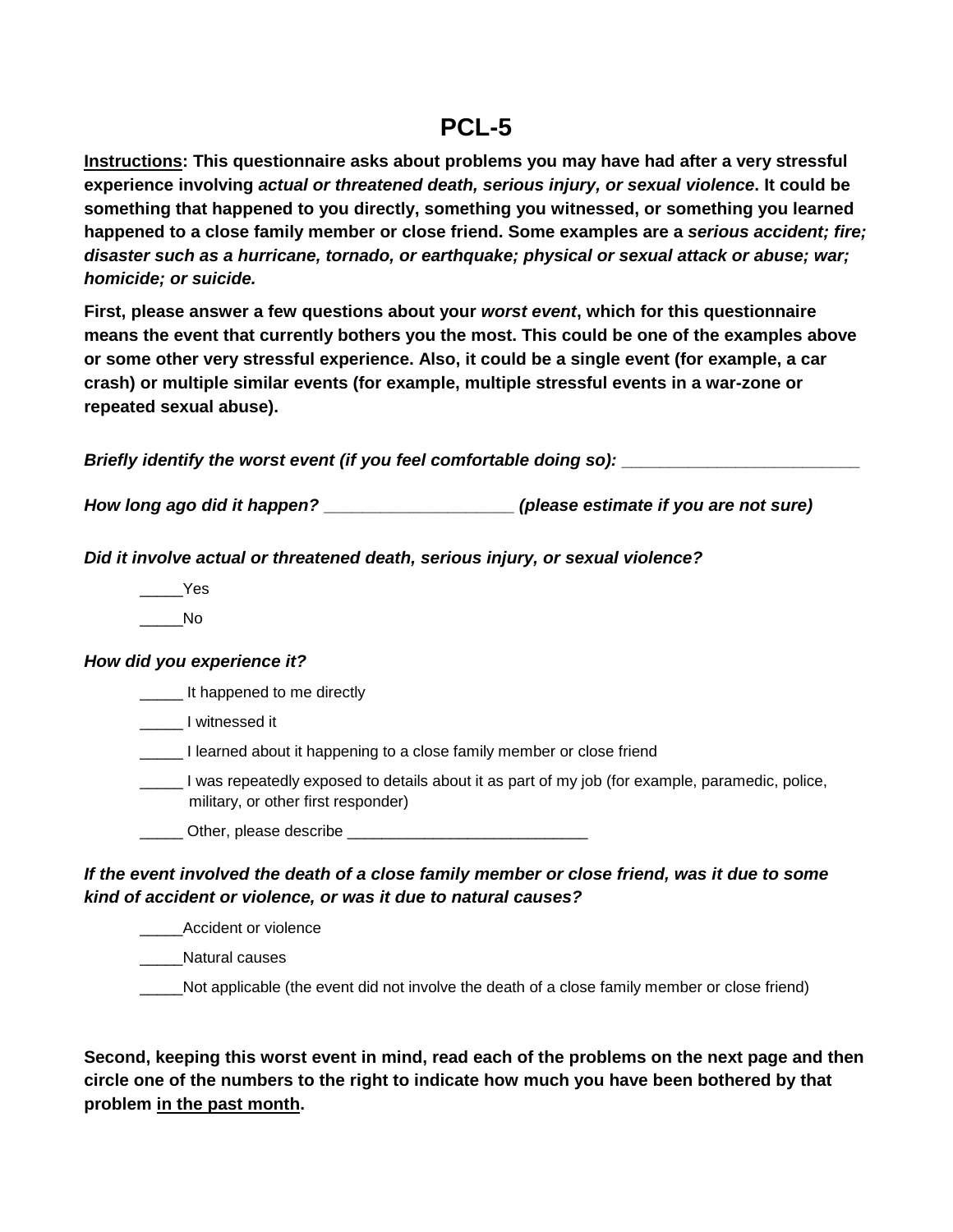# PCL-5

**Instructions: This questionnaire asks about problems you may have had after a very stressful experience involving *actual or threatened death, serious injury, or sexual violence*. It could be something that happened to you directly, something you witnessed, or something you learned happened to a close family member or close friend. Some examples are a *serious accident; fire; disaster such as a hurricane, tornado, or earthquake; physical or sexual attack or abuse; war; homicide; or suicide.***

**First, please answer a few questions about your *worst event*, which for this questionnaire means the event that currently bothers you the most. This could be one of the examples above or some other very stressful experience. Also, it could be a single event (for example, a car crash) or multiple similar events (for example, multiple stressful events in a war-zone or repeated sexual abuse).**

***Briefly identify the worst event (if you feel comfortable doing so):*** _________________________

***How long ago did it happen?*** ____________________ ***(please estimate if you are not sure)***

***Did it involve actual or threatened death, serious injury, or sexual violence?***

_____Yes

_____No

***How did you experience it?***

_____ It happened to me directly

_____ I witnessed it

_____ I learned about it happening to a close family member or close friend

_____ I was repeatedly exposed to details about it as part of my job (for example, paramedic, police, military, or other first responder)

_____ Other, please describe ____________________________

***If the event involved the death of a close family member or close friend, was it due to some kind of accident or violence, or was it due to natural causes?***

_____Accident or violence

_____Natural causes

_____Not applicable (the event did not involve the death of a close family member or close friend)

**Second, keeping this worst event in mind, read each of the problems on the next page and then circle one of the numbers to the right to indicate how much you have been bothered by that problem <u>in the past month</u>.**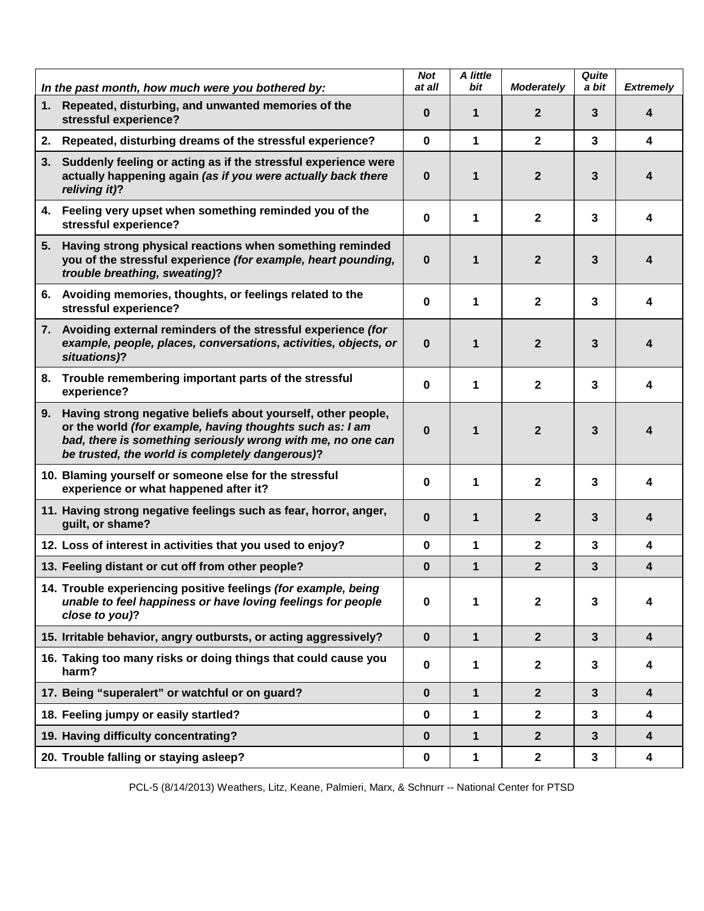| *In the past month, how much were you bothered by:* | *Not at all* | *A little bit* | *Moderately* | *Quite a bit* | *Extremely* |
|---|---|---|---|---|---|
| **1. Repeated, disturbing, and unwanted memories of the stressful experience?** | **0** | **1** | **2** | **3** | **4** |
| **2. Repeated, disturbing dreams of the stressful experience?** | **0** | **1** | **2** | **3** | **4** |
| **3. Suddenly feeling or acting as if the stressful experience were actually happening again *(as if you were actually back there reliving it)*?** | **0** | **1** | **2** | **3** | **4** |
| **4. Feeling very upset when something reminded you of the stressful experience?** | **0** | **1** | **2** | **3** | **4** |
| **5. Having strong physical reactions when something reminded you of the stressful experience *(for example, heart pounding, trouble breathing, sweating)*?** | **0** | **1** | **2** | **3** | **4** |
| **6. Avoiding memories, thoughts, or feelings related to the stressful experience?** | **0** | **1** | **2** | **3** | **4** |
| **7. Avoiding external reminders of the stressful experience *(for example, people, places, conversations, activities, objects, or situations)*?** | **0** | **1** | **2** | **3** | **4** |
| **8. Trouble remembering important parts of the stressful experience?** | **0** | **1** | **2** | **3** | **4** |
| **9. Having strong negative beliefs about yourself, other people, or the world *(for example, having thoughts such as: I am bad, there is something seriously wrong with me, no one can be trusted, the world is completely dangerous)*?** | **0** | **1** | **2** | **3** | **4** |
| **10. Blaming yourself or someone else for the stressful experience or what happened after it?** | **0** | **1** | **2** | **3** | **4** |
| **11. Having strong negative feelings such as fear, horror, anger, guilt, or shame?** | **0** | **1** | **2** | **3** | **4** |
| **12. Loss of interest in activities that you used to enjoy?** | **0** | **1** | **2** | **3** | **4** |
| **13. Feeling distant or cut off from other people?** | **0** | **1** | **2** | **3** | **4** |
| **14. Trouble experiencing positive feelings *(for example, being unable to feel happiness or have loving feelings for people close to you)*?** | **0** | **1** | **2** | **3** | **4** |
| **15. Irritable behavior, angry outbursts, or acting aggressively?** | **0** | **1** | **2** | **3** | **4** |
| **16. Taking too many risks or doing things that could cause you harm?** | **0** | **1** | **2** | **3** | **4** |
| **17. Being "superalert" or watchful or on guard?** | **0** | **1** | **2** | **3** | **4** |
| **18. Feeling jumpy or easily startled?** | **0** | **1** | **2** | **3** | **4** |
| **19. Having difficulty concentrating?** | **0** | **1** | **2** | **3** | **4** |
| **20. Trouble falling or staying asleep?** | **0** | **1** | **2** | **3** | **4** |

PCL-5 (8/14/2013) Weathers, Litz, Keane, Palmieri, Marx, & Schnurr -- National Center for PTSD